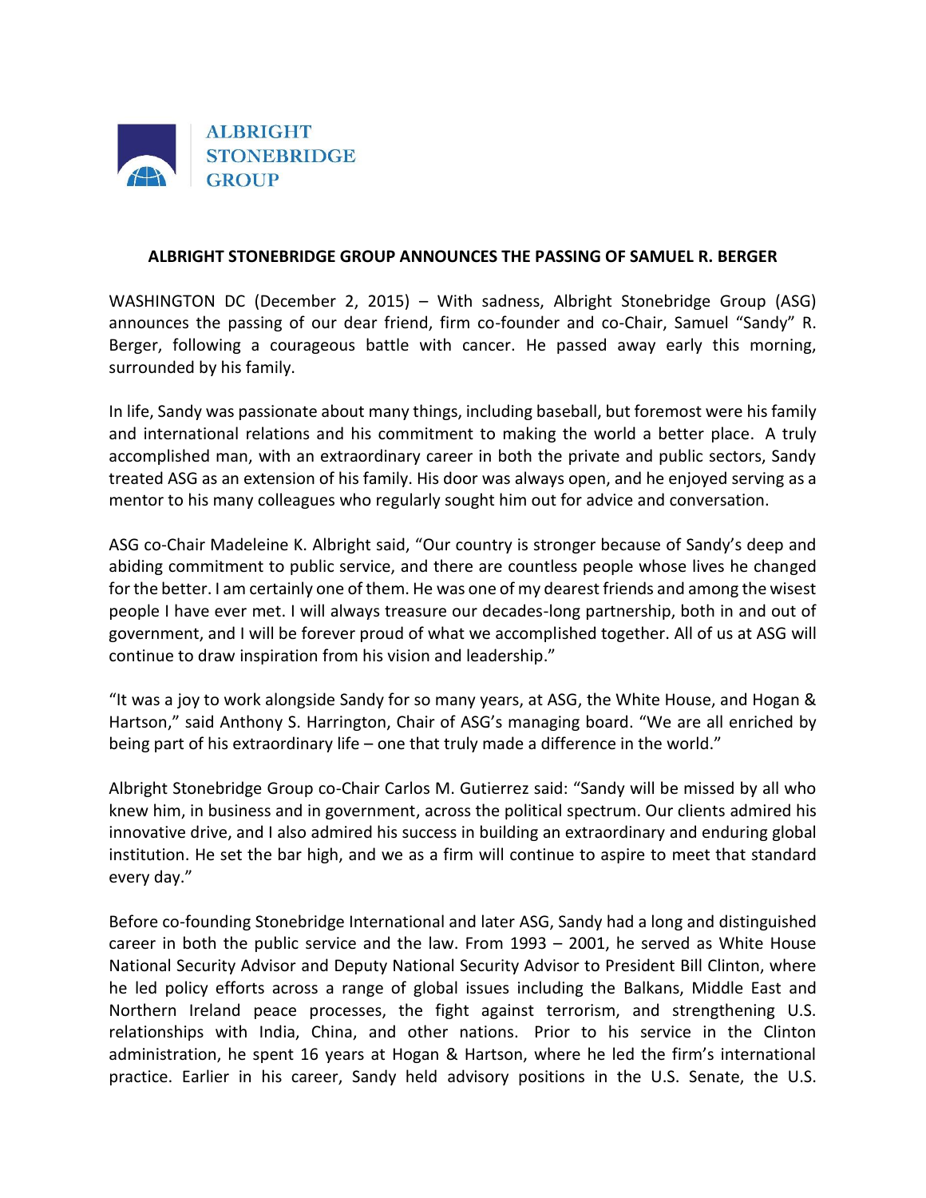ALBRIGHT STONEBRIDGE GROUP

# ALBRIGHT STONEBRIDGE GROUP ANNOUNCES THE PASSING OF SAMUEL R. BERGER

WASHINGTON DC (December 2, 2015) – With sadness, Albright Stonebridge Group (ASG) announces the passing of our dear friend, firm co-founder and co-Chair, Samuel "Sandy" R. Berger, following a courageous battle with cancer. He passed away early this morning, surrounded by his family.

In life, Sandy was passionate about many things, including baseball, but foremost were his family and international relations and his commitment to making the world a better place. A truly accomplished man, with an extraordinary career in both the private and public sectors, Sandy treated ASG as an extension of his family. His door was always open, and he enjoyed serving as a mentor to his many colleagues who regularly sought him out for advice and conversation.

ASG co-Chair Madeleine K. Albright said, "Our country is stronger because of Sandy's deep and abiding commitment to public service, and there are countless people whose lives he changed for the better. I am certainly one of them. He was one of my dearest friends and among the wisest people I have ever met. I will always treasure our decades-long partnership, both in and out of government, and I will be forever proud of what we accomplished together. All of us at ASG will continue to draw inspiration from his vision and leadership."

"It was a joy to work alongside Sandy for so many years, at ASG, the White House, and Hogan & Hartson," said Anthony S. Harrington, Chair of ASG's managing board. "We are all enriched by being part of his extraordinary life – one that truly made a difference in the world."

Albright Stonebridge Group co-Chair Carlos M. Gutierrez said: "Sandy will be missed by all who knew him, in business and in government, across the political spectrum. Our clients admired his innovative drive, and I also admired his success in building an extraordinary and enduring global institution. He set the bar high, and we as a firm will continue to aspire to meet that standard every day."

Before co-founding Stonebridge International and later ASG, Sandy had a long and distinguished career in both the public service and the law. From 1993 – 2001, he served as White House National Security Advisor and Deputy National Security Advisor to President Bill Clinton, where he led policy efforts across a range of global issues including the Balkans, Middle East and Northern Ireland peace processes, the fight against terrorism, and strengthening U.S. relationships with India, China, and other nations. Prior to his service in the Clinton administration, he spent 16 years at Hogan & Hartson, where he led the firm's international practice. Earlier in his career, Sandy held advisory positions in the U.S. Senate, the U.S.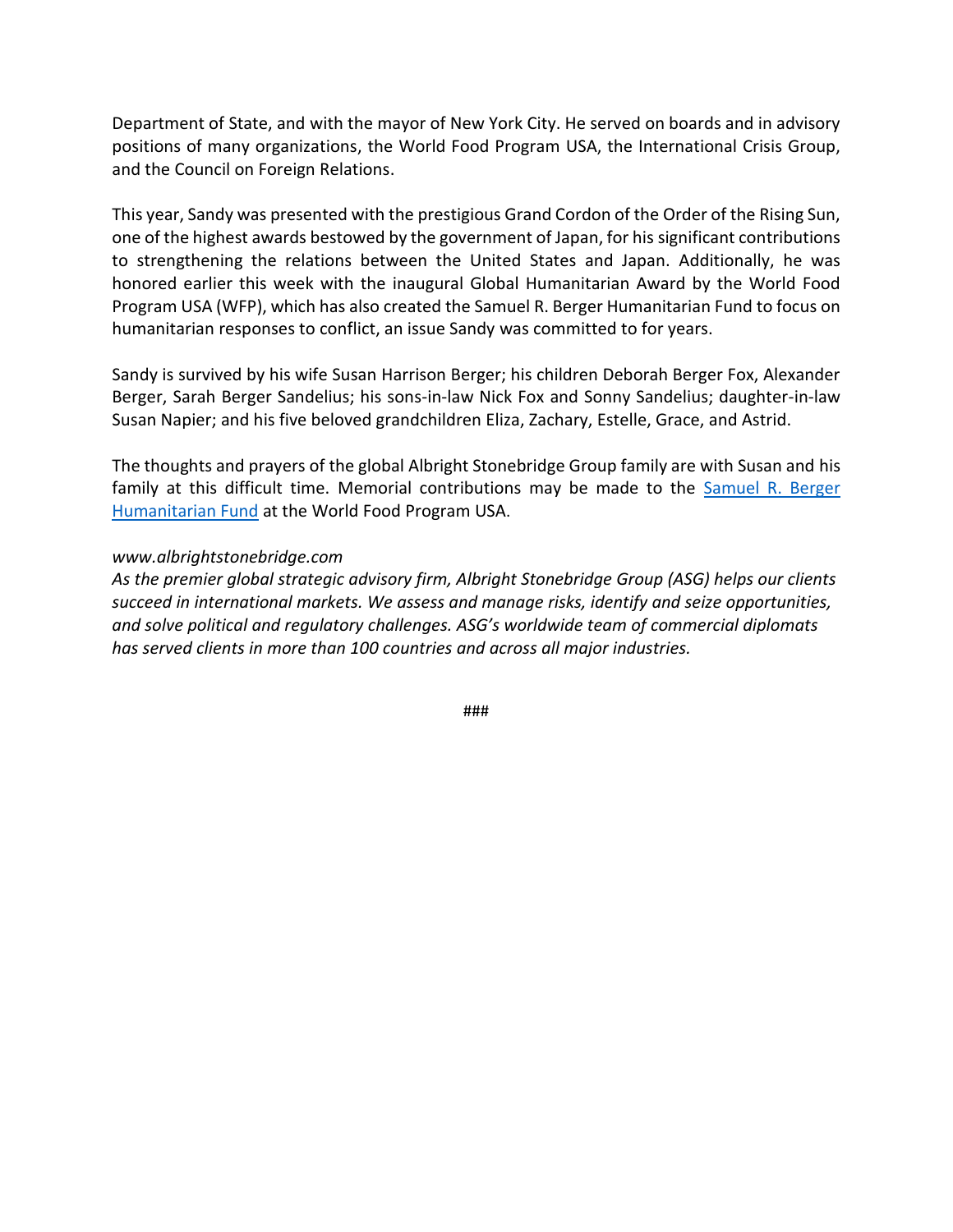Department of State, and with the mayor of New York City. He served on boards and in advisory positions of many organizations, the World Food Program USA, the International Crisis Group, and the Council on Foreign Relations.

This year, Sandy was presented with the prestigious Grand Cordon of the Order of the Rising Sun, one of the highest awards bestowed by the government of Japan, for his significant contributions to strengthening the relations between the United States and Japan. Additionally, he was honored earlier this week with the inaugural Global Humanitarian Award by the World Food Program USA (WFP), which has also created the Samuel R. Berger Humanitarian Fund to focus on humanitarian responses to conflict, an issue Sandy was committed to for years.

Sandy is survived by his wife Susan Harrison Berger; his children Deborah Berger Fox, Alexander Berger, Sarah Berger Sandelius; his sons-in-law Nick Fox and Sonny Sandelius; daughter-in-law Susan Napier; and his five beloved grandchildren Eliza, Zachary, Estelle, Grace, and Astrid.

The thoughts and prayers of the global Albright Stonebridge Group family are with Susan and his family at this difficult time. Memorial contributions may be made to the Samuel R. Berger Humanitarian Fund at the World Food Program USA.

*www.albrightstonebridge.com*
*As the premier global strategic advisory firm, Albright Stonebridge Group (ASG) helps our clients succeed in international markets. We assess and manage risks, identify and seize opportunities, and solve political and regulatory challenges. ASG's worldwide team of commercial diplomats has served clients in more than 100 countries and across all major industries.*

###